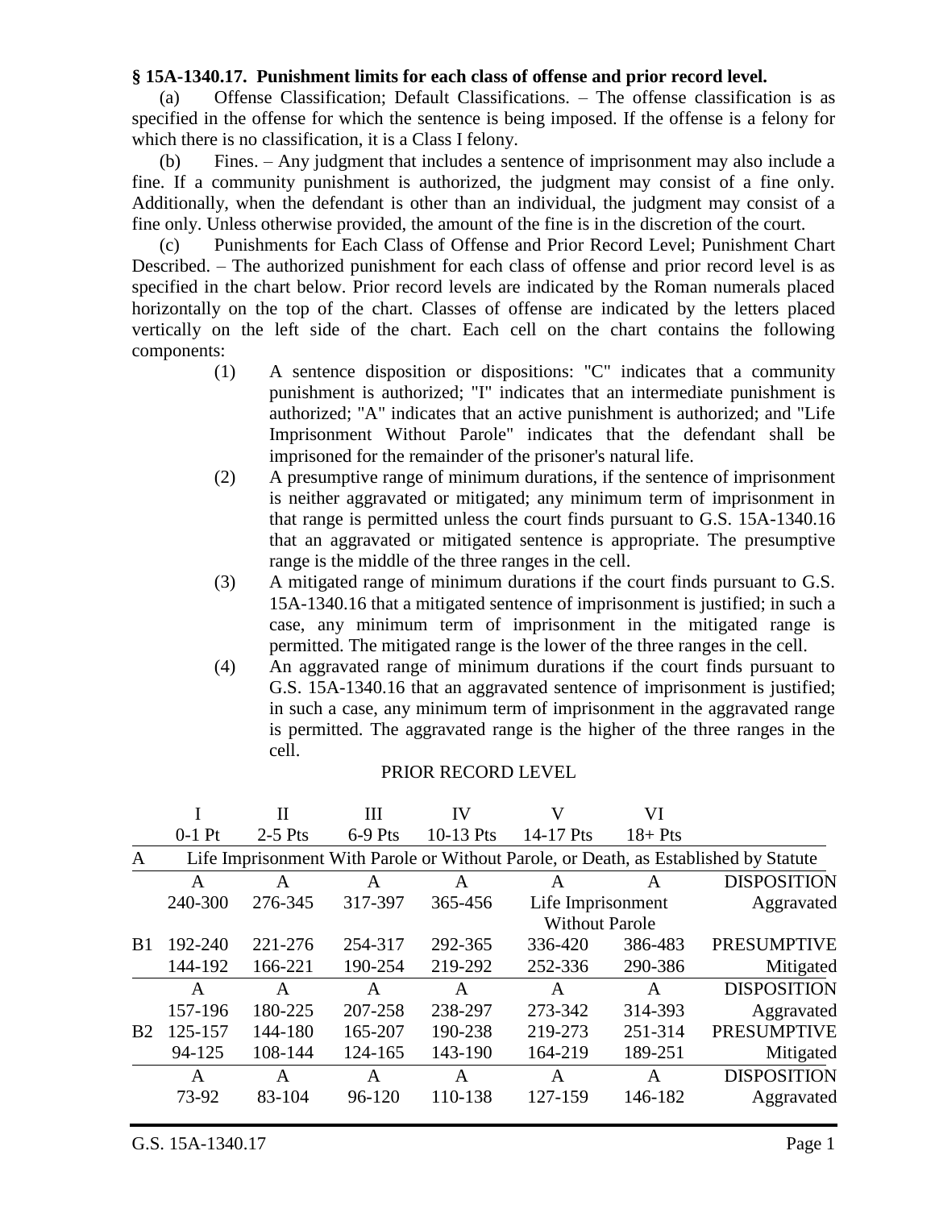**§ 15A-1340.17. Punishment limits for each class of offense and prior record level.**

(a) Offense Classification; Default Classifications. – The offense classification is as specified in the offense for which the sentence is being imposed. If the offense is a felony for which there is no classification, it is a Class I felony.

(b) Fines. – Any judgment that includes a sentence of imprisonment may also include a fine. If a community punishment is authorized, the judgment may consist of a fine only. Additionally, when the defendant is other than an individual, the judgment may consist of a fine only. Unless otherwise provided, the amount of the fine is in the discretion of the court.

(c) Punishments for Each Class of Offense and Prior Record Level; Punishment Chart Described. – The authorized punishment for each class of offense and prior record level is as specified in the chart below. Prior record levels are indicated by the Roman numerals placed horizontally on the top of the chart. Classes of offense are indicated by the letters placed vertically on the left side of the chart. Each cell on the chart contains the following components:

(1) A sentence disposition or dispositions: "C" indicates that a community punishment is authorized; "I" indicates that an intermediate punishment is authorized; "A" indicates that an active punishment is authorized; and "Life Imprisonment Without Parole" indicates that the defendant shall be imprisoned for the remainder of the prisoner's natural life.

(2) A presumptive range of minimum durations, if the sentence of imprisonment is neither aggravated or mitigated; any minimum term of imprisonment in that range is permitted unless the court finds pursuant to G.S. 15A-1340.16 that an aggravated or mitigated sentence is appropriate. The presumptive range is the middle of the three ranges in the cell.

(3) A mitigated range of minimum durations if the court finds pursuant to G.S. 15A-1340.16 that a mitigated sentence of imprisonment is justified; in such a case, any minimum term of imprisonment in the mitigated range is permitted. The mitigated range is the lower of the three ranges in the cell.

(4) An aggravated range of minimum durations if the court finds pursuant to G.S. 15A-1340.16 that an aggravated sentence of imprisonment is justified; in such a case, any minimum term of imprisonment in the aggravated range is permitted. The aggravated range is the higher of the three ranges in the cell.

PRIOR RECORD LEVEL

| | I | II | III | IV | V | VI | |
|---|---|---|---|---|---|---|---|
| | 0-1 Pt | 2-5 Pts | 6-9 Pts | 10-13 Pts | 14-17 Pts | 18+ Pts | |
| A | Life Imprisonment With Parole or Without Parole, or Death, as Established by Statute | | | | | | |
| | A | A | A | A | A | A | DISPOSITION |
| | 240-300 | 276-345 | 317-397 | 365-456 | Life Imprisonment Without Parole | | Aggravated |
| B1 | 192-240 | 221-276 | 254-317 | 292-365 | 336-420 | 386-483 | PRESUMPTIVE |
| | 144-192 | 166-221 | 190-254 | 219-292 | 252-336 | 290-386 | Mitigated |
| | A | A | A | A | A | A | DISPOSITION |
| | 157-196 | 180-225 | 207-258 | 238-297 | 273-342 | 314-393 | Aggravated |
| B2 | 125-157 | 144-180 | 165-207 | 190-238 | 219-273 | 251-314 | PRESUMPTIVE |
| | 94-125 | 108-144 | 124-165 | 143-190 | 164-219 | 189-251 | Mitigated |
| | A | A | A | A | A | A | DISPOSITION |
| | 73-92 | 83-104 | 96-120 | 110-138 | 127-159 | 146-182 | Aggravated |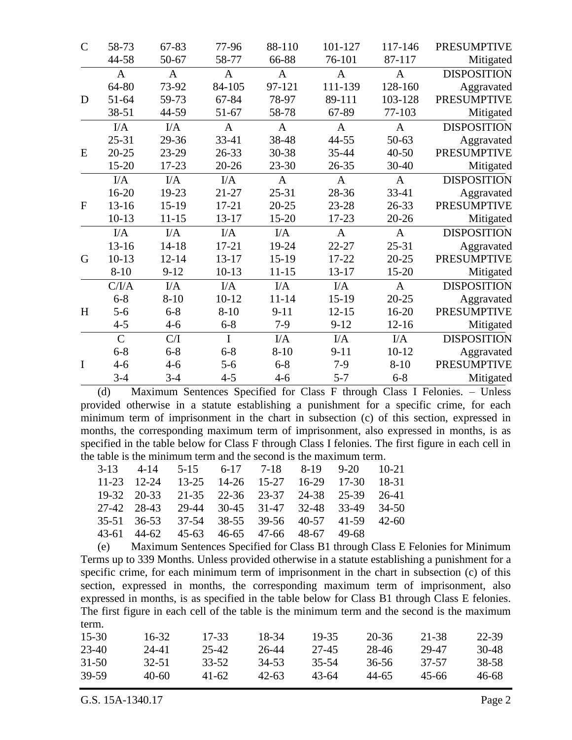| | | | | | | | |
|---|---|---|---|---|---|---|---|
| C | 58-73 | 67-83 | 77-96 | 88-110 | 101-127 | 117-146 | PRESUMPTIVE |
| | 44-58 | 50-67 | 58-77 | 66-88 | 76-101 | 87-117 | Mitigated |
| | A | A | A | A | A | A | DISPOSITION |
| | 64-80 | 73-92 | 84-105 | 97-121 | 111-139 | 128-160 | Aggravated |
| D | 51-64 | 59-73 | 67-84 | 78-97 | 89-111 | 103-128 | PRESUMPTIVE |
| | 38-51 | 44-59 | 51-67 | 58-78 | 67-89 | 77-103 | Mitigated |
| | I/A | I/A | A | A | A | A | DISPOSITION |
| | 25-31 | 29-36 | 33-41 | 38-48 | 44-55 | 50-63 | Aggravated |
| E | 20-25 | 23-29 | 26-33 | 30-38 | 35-44 | 40-50 | PRESUMPTIVE |
| | 15-20 | 17-23 | 20-26 | 23-30 | 26-35 | 30-40 | Mitigated |
| | I/A | I/A | I/A | A | A | A | DISPOSITION |
| | 16-20 | 19-23 | 21-27 | 25-31 | 28-36 | 33-41 | Aggravated |
| F | 13-16 | 15-19 | 17-21 | 20-25 | 23-28 | 26-33 | PRESUMPTIVE |
| | 10-13 | 11-15 | 13-17 | 15-20 | 17-23 | 20-26 | Mitigated |
| | I/A | I/A | I/A | I/A | A | A | DISPOSITION |
| | 13-16 | 14-18 | 17-21 | 19-24 | 22-27 | 25-31 | Aggravated |
| G | 10-13 | 12-14 | 13-17 | 15-19 | 17-22 | 20-25 | PRESUMPTIVE |
| | 8-10 | 9-12 | 10-13 | 11-15 | 13-17 | 15-20 | Mitigated |
| | C/I/A | I/A | I/A | I/A | I/A | A | DISPOSITION |
| | 6-8 | 8-10 | 10-12 | 11-14 | 15-19 | 20-25 | Aggravated |
| H | 5-6 | 6-8 | 8-10 | 9-11 | 12-15 | 16-20 | PRESUMPTIVE |
| | 4-5 | 4-6 | 6-8 | 7-9 | 9-12 | 12-16 | Mitigated |
| | C | C/I | I | I/A | I/A | I/A | DISPOSITION |
| | 6-8 | 6-8 | 6-8 | 8-10 | 9-11 | 10-12 | Aggravated |
| I | 4-6 | 4-6 | 5-6 | 6-8 | 7-9 | 8-10 | PRESUMPTIVE |
| | 3-4 | 3-4 | 4-5 | 4-6 | 5-7 | 6-8 | Mitigated |

(d) Maximum Sentences Specified for Class F through Class I Felonies. – Unless provided otherwise in a statute establishing a punishment for a specific crime, for each minimum term of imprisonment in the chart in subsection (c) of this section, expressed in months, the corresponding maximum term of imprisonment, also expressed in months, is as specified in the table below for Class F through Class I felonies. The first figure in each cell in the table is the minimum term and the second is the maximum term.

| | | | | | | | |
|---|---|---|---|---|---|---|---|
| 3-13 | 4-14 | 5-15 | 6-17 | 7-18 | 8-19 | 9-20 | 10-21 |
| 11-23 | 12-24 | 13-25 | 14-26 | 15-27 | 16-29 | 17-30 | 18-31 |
| 19-32 | 20-33 | 21-35 | 22-36 | 23-37 | 24-38 | 25-39 | 26-41 |
| 27-42 | 28-43 | 29-44 | 30-45 | 31-47 | 32-48 | 33-49 | 34-50 |
| 35-51 | 36-53 | 37-54 | 38-55 | 39-56 | 40-57 | 41-59 | 42-60 |
| 43-61 | 44-62 | 45-63 | 46-65 | 47-66 | 48-67 | 49-68 | |

(e) Maximum Sentences Specified for Class B1 through Class E Felonies for Minimum Terms up to 339 Months. Unless provided otherwise in a statute establishing a punishment for a specific crime, for each minimum term of imprisonment in the chart in subsection (c) of this section, expressed in months, the corresponding maximum term of imprisonment, also expressed in months, is as specified in the table below for Class B1 through Class E felonies. The first figure in each cell of the table is the minimum term and the second is the maximum term.

| | | | | | | | |
|---|---|---|---|---|---|---|---|
| 15-30 | 16-32 | 17-33 | 18-34 | 19-35 | 20-36 | 21-38 | 22-39 |
| 23-40 | 24-41 | 25-42 | 26-44 | 27-45 | 28-46 | 29-47 | 30-48 |
| 31-50 | 32-51 | 33-52 | 34-53 | 35-54 | 36-56 | 37-57 | 38-58 |
| 39-59 | 40-60 | 41-62 | 42-63 | 43-64 | 44-65 | 45-66 | 46-68 |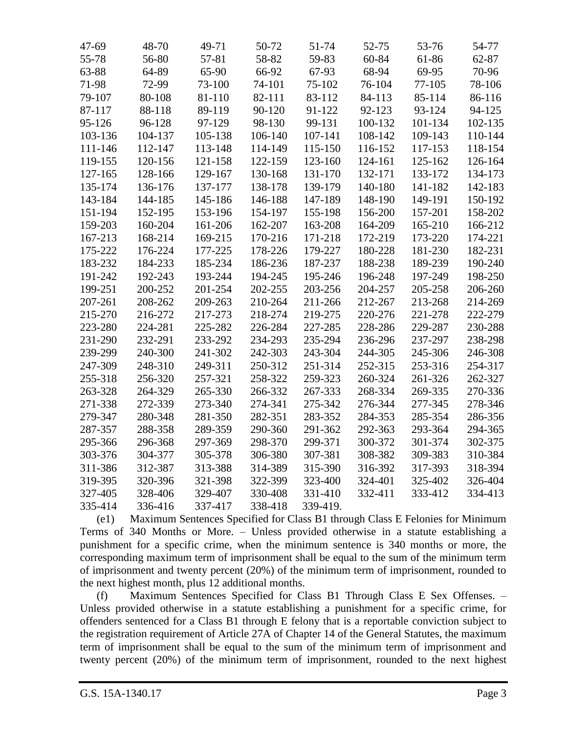| | | | | | | | |
|---|---|---|---|---|---|---|---|
| 47-69 | 48-70 | 49-71 | 50-72 | 51-74 | 52-75 | 53-76 | 54-77 |
| 55-78 | 56-80 | 57-81 | 58-82 | 59-83 | 60-84 | 61-86 | 62-87 |
| 63-88 | 64-89 | 65-90 | 66-92 | 67-93 | 68-94 | 69-95 | 70-96 |
| 71-98 | 72-99 | 73-100 | 74-101 | 75-102 | 76-104 | 77-105 | 78-106 |
| 79-107 | 80-108 | 81-110 | 82-111 | 83-112 | 84-113 | 85-114 | 86-116 |
| 87-117 | 88-118 | 89-119 | 90-120 | 91-122 | 92-123 | 93-124 | 94-125 |
| 95-126 | 96-128 | 97-129 | 98-130 | 99-131 | 100-132 | 101-134 | 102-135 |
| 103-136 | 104-137 | 105-138 | 106-140 | 107-141 | 108-142 | 109-143 | 110-144 |
| 111-146 | 112-147 | 113-148 | 114-149 | 115-150 | 116-152 | 117-153 | 118-154 |
| 119-155 | 120-156 | 121-158 | 122-159 | 123-160 | 124-161 | 125-162 | 126-164 |
| 127-165 | 128-166 | 129-167 | 130-168 | 131-170 | 132-171 | 133-172 | 134-173 |
| 135-174 | 136-176 | 137-177 | 138-178 | 139-179 | 140-180 | 141-182 | 142-183 |
| 143-184 | 144-185 | 145-186 | 146-188 | 147-189 | 148-190 | 149-191 | 150-192 |
| 151-194 | 152-195 | 153-196 | 154-197 | 155-198 | 156-200 | 157-201 | 158-202 |
| 159-203 | 160-204 | 161-206 | 162-207 | 163-208 | 164-209 | 165-210 | 166-212 |
| 167-213 | 168-214 | 169-215 | 170-216 | 171-218 | 172-219 | 173-220 | 174-221 |
| 175-222 | 176-224 | 177-225 | 178-226 | 179-227 | 180-228 | 181-230 | 182-231 |
| 183-232 | 184-233 | 185-234 | 186-236 | 187-237 | 188-238 | 189-239 | 190-240 |
| 191-242 | 192-243 | 193-244 | 194-245 | 195-246 | 196-248 | 197-249 | 198-250 |
| 199-251 | 200-252 | 201-254 | 202-255 | 203-256 | 204-257 | 205-258 | 206-260 |
| 207-261 | 208-262 | 209-263 | 210-264 | 211-266 | 212-267 | 213-268 | 214-269 |
| 215-270 | 216-272 | 217-273 | 218-274 | 219-275 | 220-276 | 221-278 | 222-279 |
| 223-280 | 224-281 | 225-282 | 226-284 | 227-285 | 228-286 | 229-287 | 230-288 |
| 231-290 | 232-291 | 233-292 | 234-293 | 235-294 | 236-296 | 237-297 | 238-298 |
| 239-299 | 240-300 | 241-302 | 242-303 | 243-304 | 244-305 | 245-306 | 246-308 |
| 247-309 | 248-310 | 249-311 | 250-312 | 251-314 | 252-315 | 253-316 | 254-317 |
| 255-318 | 256-320 | 257-321 | 258-322 | 259-323 | 260-324 | 261-326 | 262-327 |
| 263-328 | 264-329 | 265-330 | 266-332 | 267-333 | 268-334 | 269-335 | 270-336 |
| 271-338 | 272-339 | 273-340 | 274-341 | 275-342 | 276-344 | 277-345 | 278-346 |
| 279-347 | 280-348 | 281-350 | 282-351 | 283-352 | 284-353 | 285-354 | 286-356 |
| 287-357 | 288-358 | 289-359 | 290-360 | 291-362 | 292-363 | 293-364 | 294-365 |
| 295-366 | 296-368 | 297-369 | 298-370 | 299-371 | 300-372 | 301-374 | 302-375 |
| 303-376 | 304-377 | 305-378 | 306-380 | 307-381 | 308-382 | 309-383 | 310-384 |
| 311-386 | 312-387 | 313-388 | 314-389 | 315-390 | 316-392 | 317-393 | 318-394 |
| 319-395 | 320-396 | 321-398 | 322-399 | 323-400 | 324-401 | 325-402 | 326-404 |
| 327-405 | 328-406 | 329-407 | 330-408 | 331-410 | 332-411 | 333-412 | 334-413 |
| 335-414 | 336-416 | 337-417 | 338-418 | 339-419. | | | |

(e1) Maximum Sentences Specified for Class B1 through Class E Felonies for Minimum Terms of 340 Months or More. – Unless provided otherwise in a statute establishing a punishment for a specific crime, when the minimum sentence is 340 months or more, the corresponding maximum term of imprisonment shall be equal to the sum of the minimum term of imprisonment and twenty percent (20%) of the minimum term of imprisonment, rounded to the next highest month, plus 12 additional months.

(f) Maximum Sentences Specified for Class B1 Through Class E Sex Offenses. – Unless provided otherwise in a statute establishing a punishment for a specific crime, for offenders sentenced for a Class B1 through E felony that is a reportable conviction subject to the registration requirement of Article 27A of Chapter 14 of the General Statutes, the maximum term of imprisonment shall be equal to the sum of the minimum term of imprisonment and twenty percent (20%) of the minimum term of imprisonment, rounded to the next highest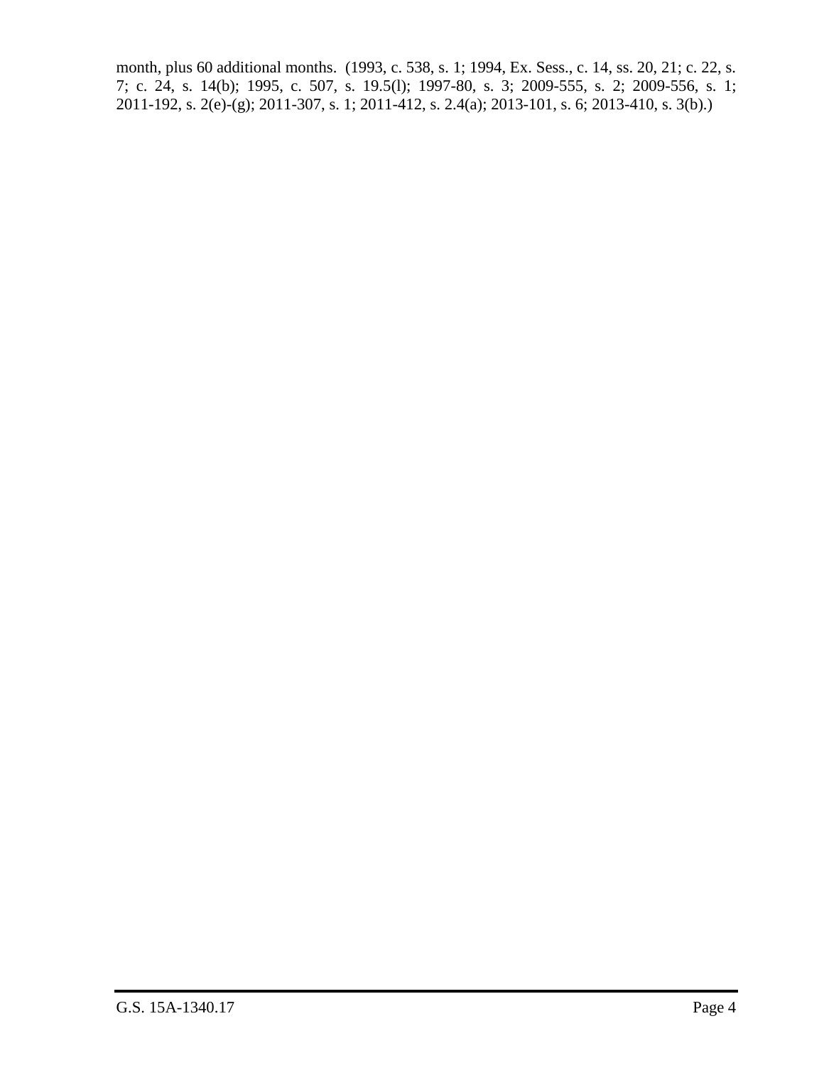month, plus 60 additional months. (1993, c. 538, s. 1; 1994, Ex. Sess., c. 14, ss. 20, 21; c. 22, s. 7; c. 24, s. 14(b); 1995, c. 507, s. 19.5(l); 1997-80, s. 3; 2009-555, s. 2; 2009-556, s. 1; 2011-192, s. 2(e)-(g); 2011-307, s. 1; 2011-412, s. 2.4(a); 2013-101, s. 6; 2013-410, s. 3(b).)